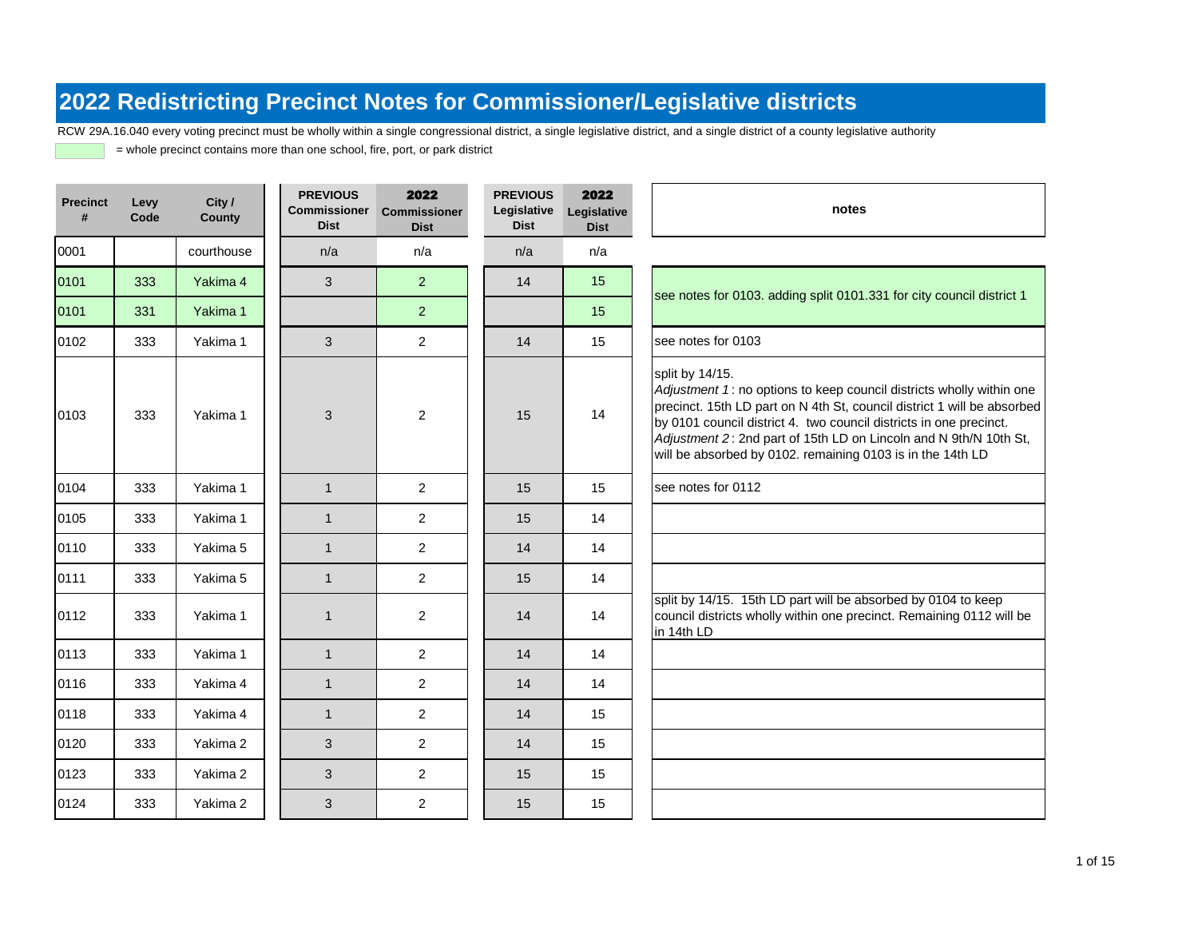# 2022 Redistricting Precinct Notes for Commissioner/Legislative districts

RCW 29A.16.040 every voting precinct must be wholly within a single congressional district, a single legislative district, and a single district of a county legislative authority

= whole precinct contains more than one school, fire, port, or park district

| Precinct # | Levy Code | City / County | PREVIOUS Commissioner Dist | 2022 Commissioner Dist | PREVIOUS Legislative Dist | 2022 Legislative Dist | notes |
|---|---|---|---|---|---|---|---|
| 0001 | | courthouse | n/a | n/a | n/a | n/a | |
| 0101 | 333 | Yakima 4 | 3 | 2 | 14 | 15 | see notes for 0103. adding split 0101.331 for city council district 1 |
| 0101 | 331 | Yakima 1 | | 2 | | 15 | |
| 0102 | 333 | Yakima 1 | 3 | 2 | 14 | 15 | see notes for 0103 |
| 0103 | 333 | Yakima 1 | 3 | 2 | 15 | 14 | split by 14/15. *Adjustment 1*: no options to keep council districts wholly within one precinct. 15th LD part on N 4th St, council district 1 will be absorbed by 0101 council district 4. two council districts in one precinct. *Adjustment 2*: 2nd part of 15th LD on Lincoln and N 9th/N 10th St, will be absorbed by 0102. remaining 0103 is in the 14th LD |
| 0104 | 333 | Yakima 1 | 1 | 2 | 15 | 15 | see notes for 0112 |
| 0105 | 333 | Yakima 1 | 1 | 2 | 15 | 14 | |
| 0110 | 333 | Yakima 5 | 1 | 2 | 14 | 14 | |
| 0111 | 333 | Yakima 5 | 1 | 2 | 15 | 14 | |
| 0112 | 333 | Yakima 1 | 1 | 2 | 14 | 14 | split by 14/15. 15th LD part will be absorbed by 0104 to keep council districts wholly within one precinct. Remaining 0112 will be in 14th LD |
| 0113 | 333 | Yakima 1 | 1 | 2 | 14 | 14 | |
| 0116 | 333 | Yakima 4 | 1 | 2 | 14 | 14 | |
| 0118 | 333 | Yakima 4 | 1 | 2 | 14 | 15 | |
| 0120 | 333 | Yakima 2 | 3 | 2 | 14 | 15 | |
| 0123 | 333 | Yakima 2 | 3 | 2 | 15 | 15 | |
| 0124 | 333 | Yakima 2 | 3 | 2 | 15 | 15 | |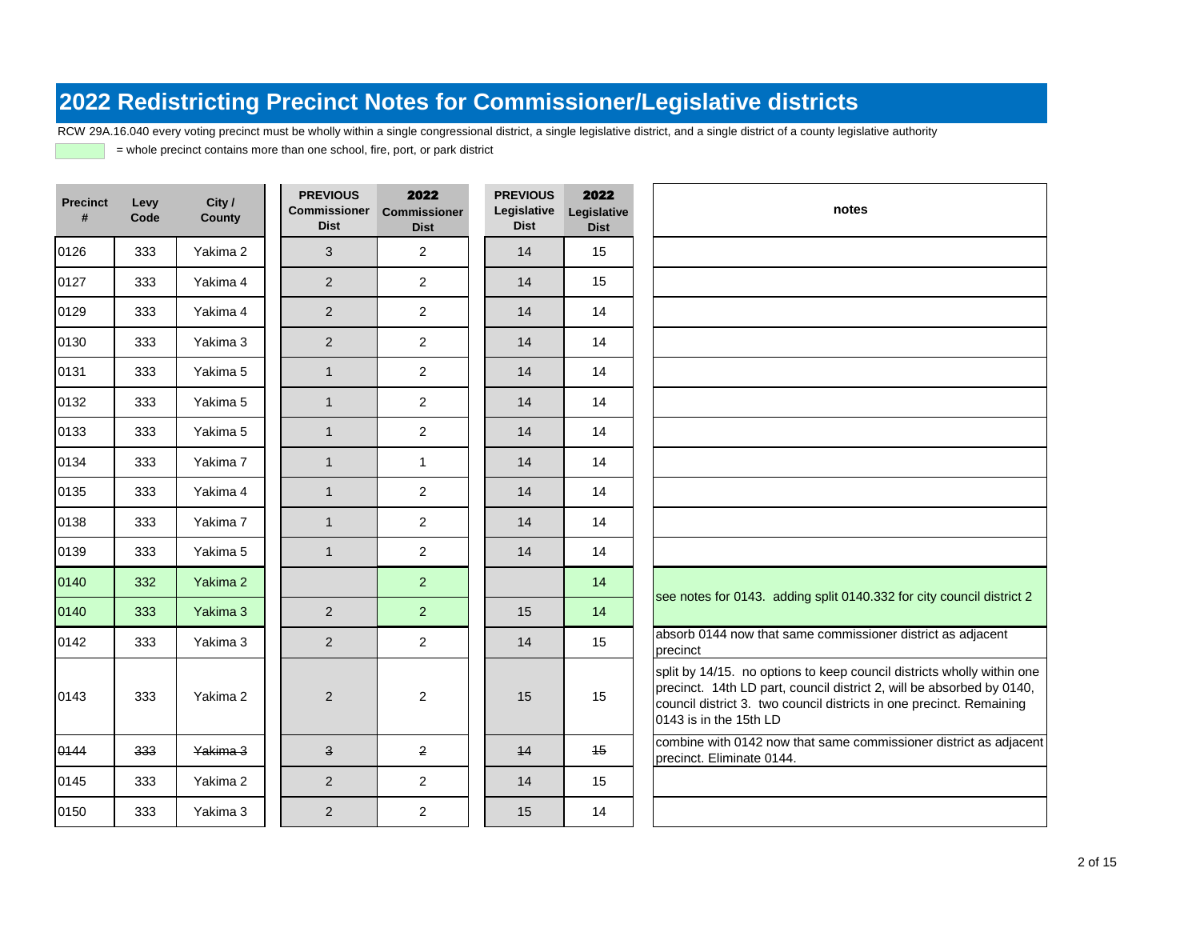# 2022 Redistricting Precinct Notes for Commissioner/Legislative districts

RCW 29A.16.040 every voting precinct must be wholly within a single congressional district, a single legislative district, and a single district of a county legislative authority

= whole precinct contains more than one school, fire, port, or park district

| Precinct # | Levy Code | City / County | PREVIOUS Commissioner Dist | 2022 Commissioner Dist | PREVIOUS Legislative Dist | 2022 Legislative Dist | notes |
|---|---|---|---|---|---|---|---|
| 0126 | 333 | Yakima 2 | 3 | 2 | 14 | 15 | |
| 0127 | 333 | Yakima 4 | 2 | 2 | 14 | 15 | |
| 0129 | 333 | Yakima 4 | 2 | 2 | 14 | 14 | |
| 0130 | 333 | Yakima 3 | 2 | 2 | 14 | 14 | |
| 0131 | 333 | Yakima 5 | 1 | 2 | 14 | 14 | |
| 0132 | 333 | Yakima 5 | 1 | 2 | 14 | 14 | |
| 0133 | 333 | Yakima 5 | 1 | 2 | 14 | 14 | |
| 0134 | 333 | Yakima 7 | 1 | 1 | 14 | 14 | |
| 0135 | 333 | Yakima 4 | 1 | 2 | 14 | 14 | |
| 0138 | 333 | Yakima 7 | 1 | 2 | 14 | 14 | |
| 0139 | 333 | Yakima 5 | 1 | 2 | 14 | 14 | |
| 0140 | 332 | Yakima 2 | | 2 | | 14 | see notes for 0143. adding split 0140.332 for city council district 2 |
| 0140 | 333 | Yakima 3 | 2 | 2 | 15 | 14 | |
| 0142 | 333 | Yakima 3 | 2 | 2 | 14 | 15 | absorb 0144 now that same commissioner district as adjacent precinct |
| 0143 | 333 | Yakima 2 | 2 | 2 | 15 | 15 | split by 14/15. no options to keep council districts wholly within one precinct. 14th LD part, council district 2, will be absorbed by 0140, council district 3. two council districts in one precinct. Remaining 0143 is in the 15th LD |
| ~~0144~~ | ~~333~~ | ~~Yakima 3~~ | ~~3~~ | ~~2~~ | ~~14~~ | ~~15~~ | combine with 0142 now that same commissioner district as adjacent precinct. Eliminate 0144. |
| 0145 | 333 | Yakima 2 | 2 | 2 | 14 | 15 | |
| 0150 | 333 | Yakima 3 | 2 | 2 | 15 | 14 | |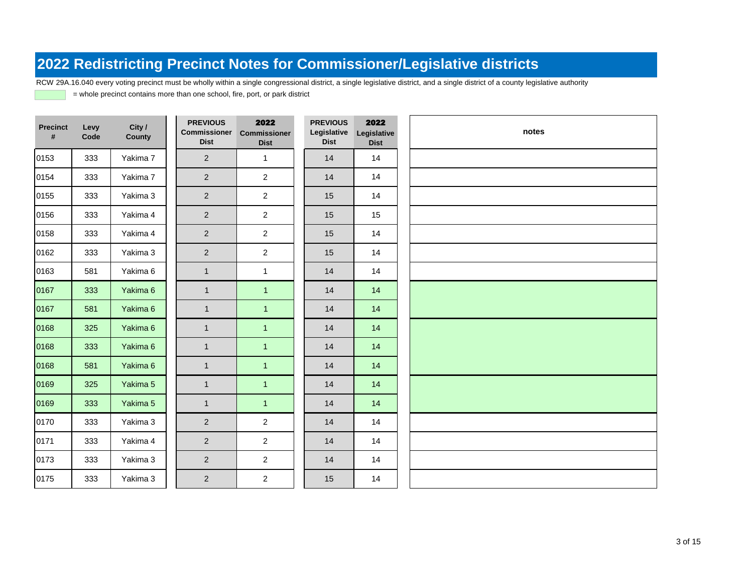# 2022 Redistricting Precinct Notes for Commissioner/Legislative districts

RCW 29A.16.040 every voting precinct must be wholly within a single congressional district, a single legislative district, and a single district of a county legislative authority

= whole precinct contains more than one school, fire, port, or park district

| Precinct # | Levy Code | City / County | PREVIOUS Commissioner Dist | 2022 Commissioner Dist | PREVIOUS Legislative Dist | 2022 Legislative Dist | notes |
|---|---|---|---|---|---|---|---|
| 0153 | 333 | Yakima 7 | 2 | 1 | 14 | 14 | |
| 0154 | 333 | Yakima 7 | 2 | 2 | 14 | 14 | |
| 0155 | 333 | Yakima 3 | 2 | 2 | 15 | 14 | |
| 0156 | 333 | Yakima 4 | 2 | 2 | 15 | 15 | |
| 0158 | 333 | Yakima 4 | 2 | 2 | 15 | 14 | |
| 0162 | 333 | Yakima 3 | 2 | 2 | 15 | 14 | |
| 0163 | 581 | Yakima 6 | 1 | 1 | 14 | 14 | |
| 0167 | 333 | Yakima 6 | 1 | 1 | 14 | 14 | |
| 0167 | 581 | Yakima 6 | 1 | 1 | 14 | 14 | |
| 0168 | 325 | Yakima 6 | 1 | 1 | 14 | 14 | |
| 0168 | 333 | Yakima 6 | 1 | 1 | 14 | 14 | |
| 0168 | 581 | Yakima 6 | 1 | 1 | 14 | 14 | |
| 0169 | 325 | Yakima 5 | 1 | 1 | 14 | 14 | |
| 0169 | 333 | Yakima 5 | 1 | 1 | 14 | 14 | |
| 0170 | 333 | Yakima 3 | 2 | 2 | 14 | 14 | |
| 0171 | 333 | Yakima 4 | 2 | 2 | 14 | 14 | |
| 0173 | 333 | Yakima 3 | 2 | 2 | 14 | 14 | |
| 0175 | 333 | Yakima 3 | 2 | 2 | 15 | 14 | |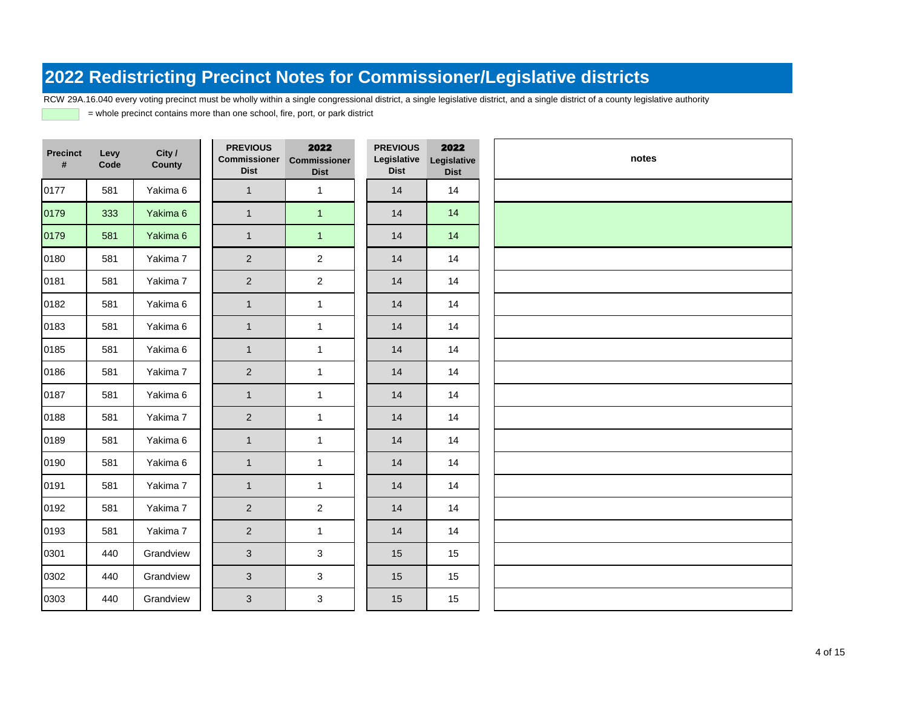# 2022 Redistricting Precinct Notes for Commissioner/Legislative districts

RCW 29A.16.040 every voting precinct must be wholly within a single congressional district, a single legislative district, and a single district of a county legislative authority

(green) = whole precinct contains more than one school, fire, port, or park district

| Precinct # | Levy Code | City / County | PREVIOUS Commissioner Dist | 2022 Commissioner Dist | PREVIOUS Legislative Dist | 2022 Legislative Dist | notes |
|---|---|---|---|---|---|---|---|
| 0177 | 581 | Yakima 6 | 1 | 1 | 14 | 14 | |
| 0179 | 333 | Yakima 6 | 1 | 1 | 14 | 14 | |
| 0179 | 581 | Yakima 6 | 1 | 1 | 14 | 14 | |
| 0180 | 581 | Yakima 7 | 2 | 2 | 14 | 14 | |
| 0181 | 581 | Yakima 7 | 2 | 2 | 14 | 14 | |
| 0182 | 581 | Yakima 6 | 1 | 1 | 14 | 14 | |
| 0183 | 581 | Yakima 6 | 1 | 1 | 14 | 14 | |
| 0185 | 581 | Yakima 6 | 1 | 1 | 14 | 14 | |
| 0186 | 581 | Yakima 7 | 2 | 1 | 14 | 14 | |
| 0187 | 581 | Yakima 6 | 1 | 1 | 14 | 14 | |
| 0188 | 581 | Yakima 7 | 2 | 1 | 14 | 14 | |
| 0189 | 581 | Yakima 6 | 1 | 1 | 14 | 14 | |
| 0190 | 581 | Yakima 6 | 1 | 1 | 14 | 14 | |
| 0191 | 581 | Yakima 7 | 1 | 1 | 14 | 14 | |
| 0192 | 581 | Yakima 7 | 2 | 2 | 14 | 14 | |
| 0193 | 581 | Yakima 7 | 2 | 1 | 14 | 14 | |
| 0301 | 440 | Grandview | 3 | 3 | 15 | 15 | |
| 0302 | 440 | Grandview | 3 | 3 | 15 | 15 | |
| 0303 | 440 | Grandview | 3 | 3 | 15 | 15 | |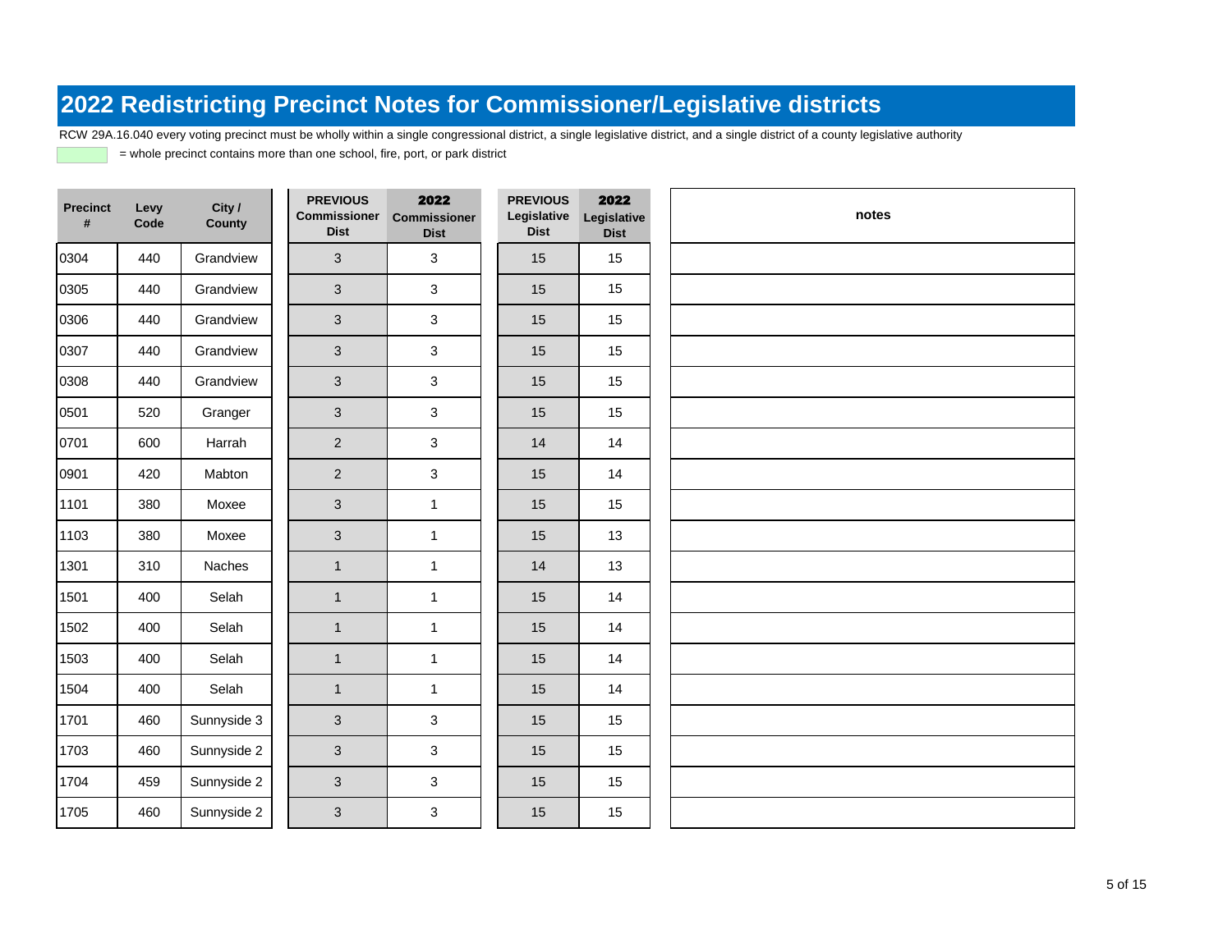# 2022 Redistricting Precinct Notes for Commissioner/Legislative districts

RCW 29A.16.040 every voting precinct must be wholly within a single congressional district, a single legislative district, and a single district of a county legislative authority

= whole precinct contains more than one school, fire, port, or park district

| Precinct # | Levy Code | City / County | PREVIOUS Commissioner Dist | 2022 Commissioner Dist | PREVIOUS Legislative Dist | 2022 Legislative Dist | notes |
|---|---|---|---|---|---|---|---|
| 0304 | 440 | Grandview | 3 | 3 | 15 | 15 | |
| 0305 | 440 | Grandview | 3 | 3 | 15 | 15 | |
| 0306 | 440 | Grandview | 3 | 3 | 15 | 15 | |
| 0307 | 440 | Grandview | 3 | 3 | 15 | 15 | |
| 0308 | 440 | Grandview | 3 | 3 | 15 | 15 | |
| 0501 | 520 | Granger | 3 | 3 | 15 | 15 | |
| 0701 | 600 | Harrah | 2 | 3 | 14 | 14 | |
| 0901 | 420 | Mabton | 2 | 3 | 15 | 14 | |
| 1101 | 380 | Moxee | 3 | 1 | 15 | 15 | |
| 1103 | 380 | Moxee | 3 | 1 | 15 | 13 | |
| 1301 | 310 | Naches | 1 | 1 | 14 | 13 | |
| 1501 | 400 | Selah | 1 | 1 | 15 | 14 | |
| 1502 | 400 | Selah | 1 | 1 | 15 | 14 | |
| 1503 | 400 | Selah | 1 | 1 | 15 | 14 | |
| 1504 | 400 | Selah | 1 | 1 | 15 | 14 | |
| 1701 | 460 | Sunnyside 3 | 3 | 3 | 15 | 15 | |
| 1703 | 460 | Sunnyside 2 | 3 | 3 | 15 | 15 | |
| 1704 | 459 | Sunnyside 2 | 3 | 3 | 15 | 15 | |
| 1705 | 460 | Sunnyside 2 | 3 | 3 | 15 | 15 | |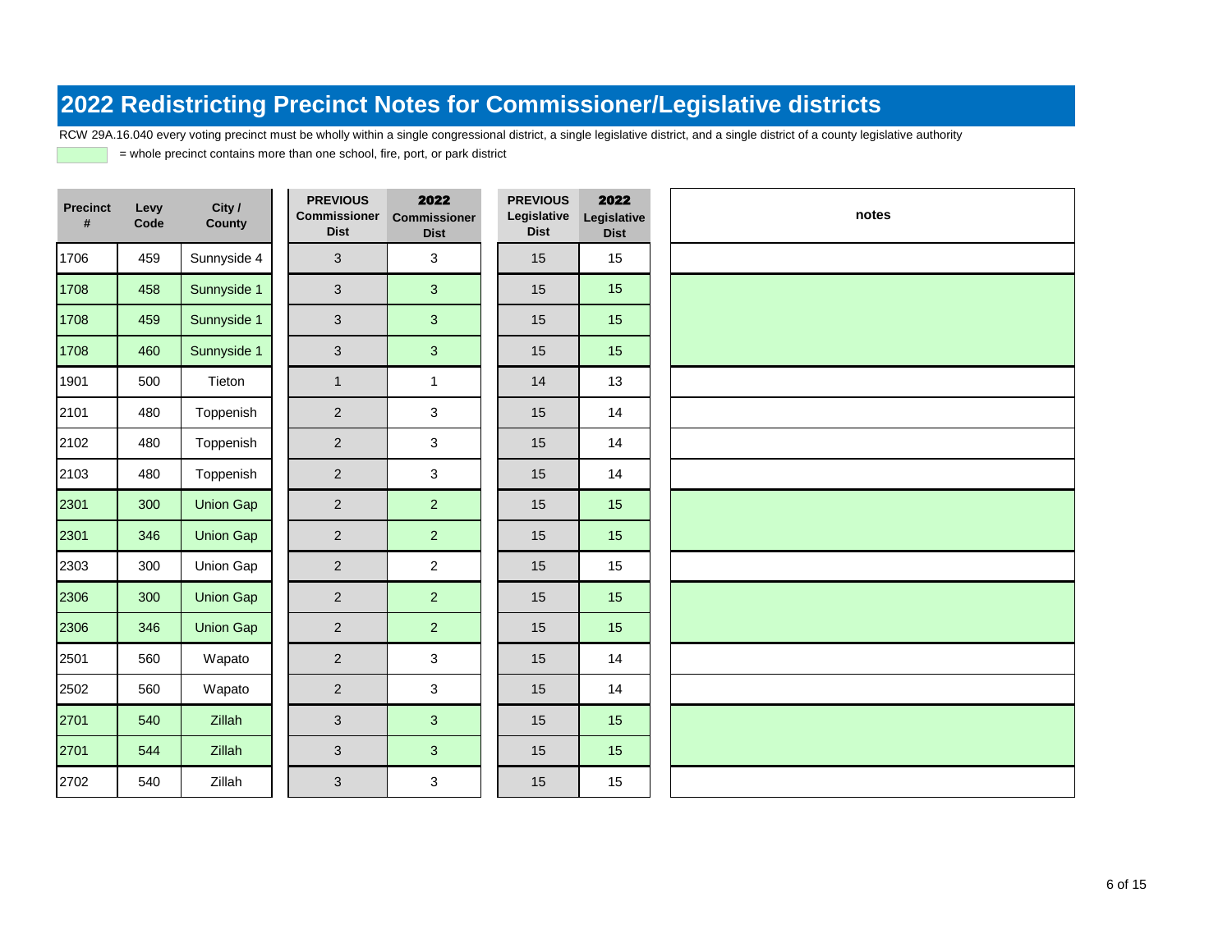# 2022 Redistricting Precinct Notes for Commissioner/Legislative districts

RCW 29A.16.040 every voting precinct must be wholly within a single congressional district, a single legislative district, and a single district of a county legislative authority

= whole precinct contains more than one school, fire, port, or park district

| Precinct # | Levy Code | City / County | PREVIOUS Commissioner Dist | 2022 Commissioner Dist | PREVIOUS Legislative Dist | 2022 Legislative Dist | notes |
|---|---|---|---|---|---|---|---|
| 1706 | 459 | Sunnyside 4 | 3 | 3 | 15 | 15 | |
| 1708 | 458 | Sunnyside 1 | 3 | 3 | 15 | 15 | |
| 1708 | 459 | Sunnyside 1 | 3 | 3 | 15 | 15 | |
| 1708 | 460 | Sunnyside 1 | 3 | 3 | 15 | 15 | |
| 1901 | 500 | Tieton | 1 | 1 | 14 | 13 | |
| 2101 | 480 | Toppenish | 2 | 3 | 15 | 14 | |
| 2102 | 480 | Toppenish | 2 | 3 | 15 | 14 | |
| 2103 | 480 | Toppenish | 2 | 3 | 15 | 14 | |
| 2301 | 300 | Union Gap | 2 | 2 | 15 | 15 | |
| 2301 | 346 | Union Gap | 2 | 2 | 15 | 15 | |
| 2303 | 300 | Union Gap | 2 | 2 | 15 | 15 | |
| 2306 | 300 | Union Gap | 2 | 2 | 15 | 15 | |
| 2306 | 346 | Union Gap | 2 | 2 | 15 | 15 | |
| 2501 | 560 | Wapato | 2 | 3 | 15 | 14 | |
| 2502 | 560 | Wapato | 2 | 3 | 15 | 14 | |
| 2701 | 540 | Zillah | 3 | 3 | 15 | 15 | |
| 2701 | 544 | Zillah | 3 | 3 | 15 | 15 | |
| 2702 | 540 | Zillah | 3 | 3 | 15 | 15 | |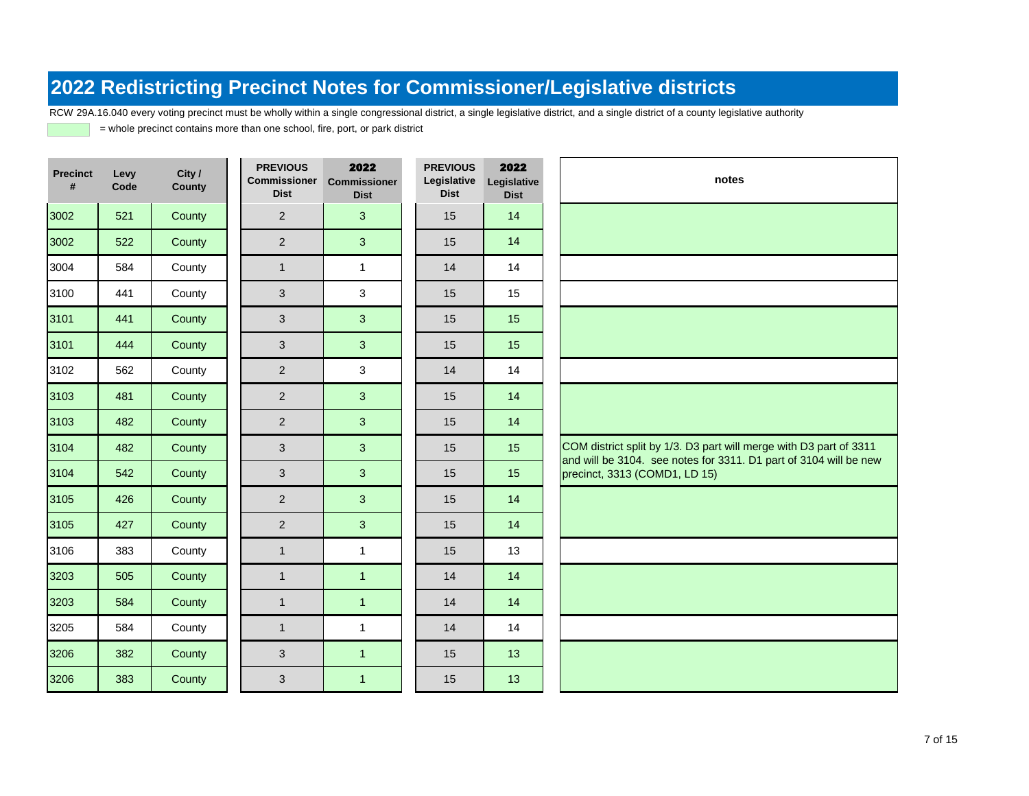# 2022 Redistricting Precinct Notes for Commissioner/Legislative districts

RCW 29A.16.040 every voting precinct must be wholly within a single congressional district, a single legislative district, and a single district of a county legislative authority

(green shading) = whole precinct contains more than one school, fire, port, or park district

| Precinct # | Levy Code | City / County | PREVIOUS Commissioner Dist | 2022 Commissioner Dist | PREVIOUS Legislative Dist | 2022 Legislative Dist | notes |
|---|---|---|---|---|---|---|---|
| 3002 | 521 | County | 2 | 3 | 15 | 14 | |
| 3002 | 522 | County | 2 | 3 | 15 | 14 | |
| 3004 | 584 | County | 1 | 1 | 14 | 14 | |
| 3100 | 441 | County | 3 | 3 | 15 | 15 | |
| 3101 | 441 | County | 3 | 3 | 15 | 15 | |
| 3101 | 444 | County | 3 | 3 | 15 | 15 | |
| 3102 | 562 | County | 2 | 3 | 14 | 14 | |
| 3103 | 481 | County | 2 | 3 | 15 | 14 | |
| 3103 | 482 | County | 2 | 3 | 15 | 14 | |
| 3104 | 482 | County | 3 | 3 | 15 | 15 | COM district split by 1/3. D3 part will merge with D3 part of 3311 and will be 3104. see notes for 3311. D1 part of 3104 will be new precinct, 3313 (COMD1, LD 15) |
| 3104 | 542 | County | 3 | 3 | 15 | 15 | |
| 3105 | 426 | County | 2 | 3 | 15 | 14 | |
| 3105 | 427 | County | 2 | 3 | 15 | 14 | |
| 3106 | 383 | County | 1 | 1 | 15 | 13 | |
| 3203 | 505 | County | 1 | 1 | 14 | 14 | |
| 3203 | 584 | County | 1 | 1 | 14 | 14 | |
| 3205 | 584 | County | 1 | 1 | 14 | 14 | |
| 3206 | 382 | County | 3 | 1 | 15 | 13 | |
| 3206 | 383 | County | 3 | 1 | 15 | 13 | |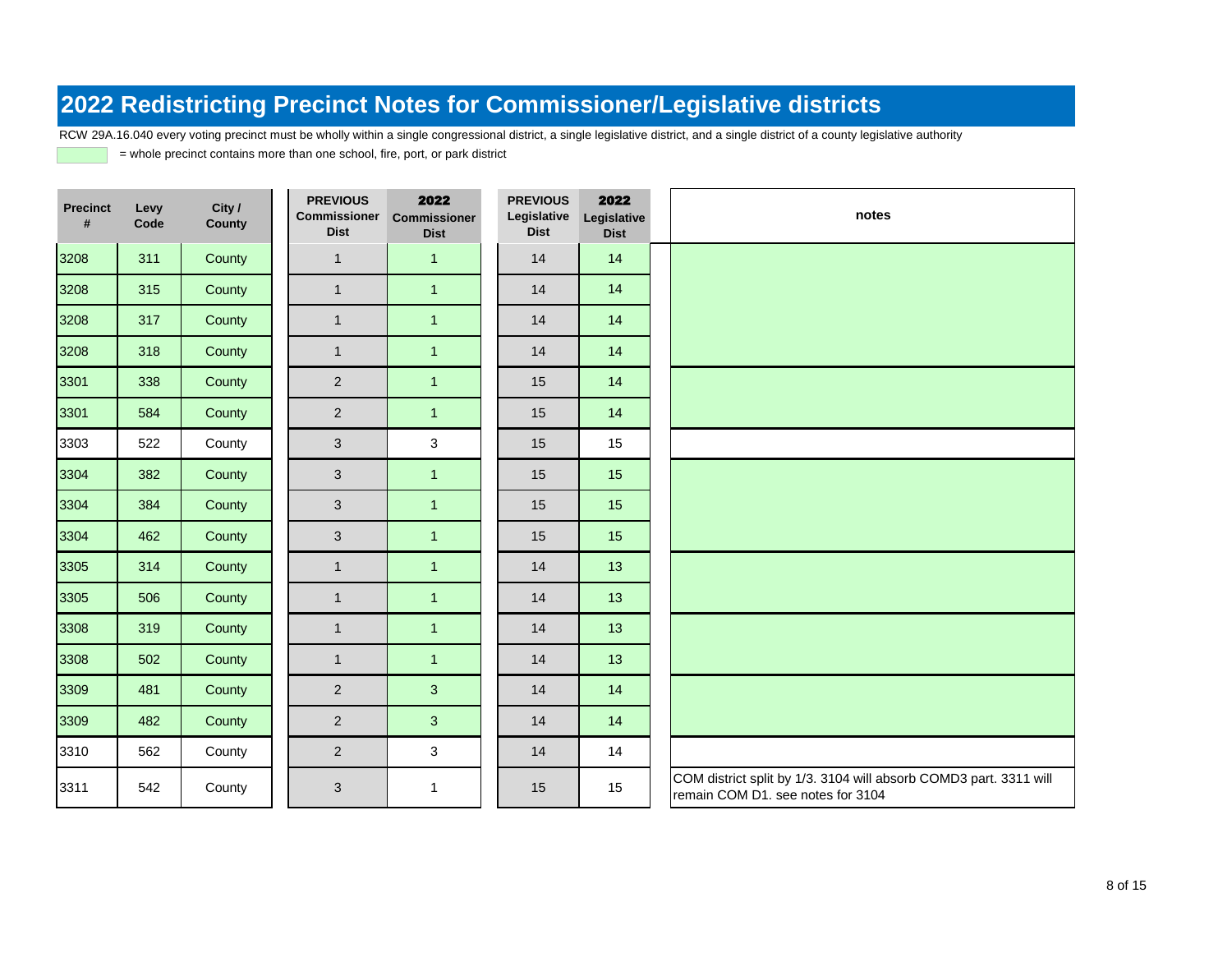# 2022 Redistricting Precinct Notes for Commissioner/Legislative districts

RCW 29A.16.040 every voting precinct must be wholly within a single congressional district, a single legislative district, and a single district of a county legislative authority

= whole precinct contains more than one school, fire, port, or park district

| Precinct # | Levy Code | City / County | PREVIOUS Commissioner Dist | 2022 Commissioner Dist | PREVIOUS Legislative Dist | 2022 Legislative Dist | notes |
|---|---|---|---|---|---|---|---|
| 3208 | 311 | County | 1 | 1 | 14 | 14 | |
| 3208 | 315 | County | 1 | 1 | 14 | 14 | |
| 3208 | 317 | County | 1 | 1 | 14 | 14 | |
| 3208 | 318 | County | 1 | 1 | 14 | 14 | |
| 3301 | 338 | County | 2 | 1 | 15 | 14 | |
| 3301 | 584 | County | 2 | 1 | 15 | 14 | |
| 3303 | 522 | County | 3 | 3 | 15 | 15 | |
| 3304 | 382 | County | 3 | 1 | 15 | 15 | |
| 3304 | 384 | County | 3 | 1 | 15 | 15 | |
| 3304 | 462 | County | 3 | 1 | 15 | 15 | |
| 3305 | 314 | County | 1 | 1 | 14 | 13 | |
| 3305 | 506 | County | 1 | 1 | 14 | 13 | |
| 3308 | 319 | County | 1 | 1 | 14 | 13 | |
| 3308 | 502 | County | 1 | 1 | 14 | 13 | |
| 3309 | 481 | County | 2 | 3 | 14 | 14 | |
| 3309 | 482 | County | 2 | 3 | 14 | 14 | |
| 3310 | 562 | County | 2 | 3 | 14 | 14 | |
| 3311 | 542 | County | 3 | 1 | 15 | 15 | COM district split by 1/3. 3104 will absorb COMD3 part. 3311 will remain COM D1. see notes for 3104 |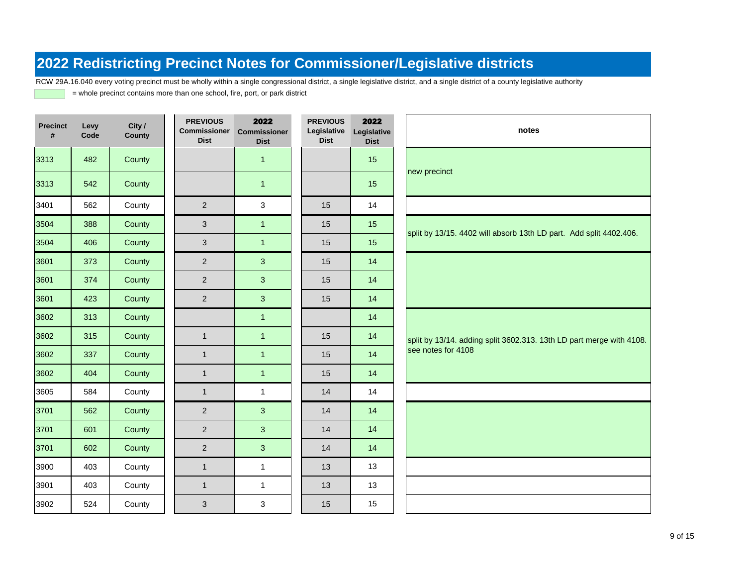# 2022 Redistricting Precinct Notes for Commissioner/Legislative districts

RCW 29A.16.040 every voting precinct must be wholly within a single congressional district, a single legislative district, and a single district of a county legislative authority

= whole precinct contains more than one school, fire, port, or park district

| Precinct # | Levy Code | City / County | PREVIOUS Commissioner Dist | 2022 Commissioner Dist | PREVIOUS Legislative Dist | 2022 Legislative Dist | notes |
|---|---|---|---|---|---|---|---|
| 3313 | 482 | County | | 1 | | 15 | new precinct |
| 3313 | 542 | County | | 1 | | 15 | |
| 3401 | 562 | County | 2 | 3 | 15 | 14 | |
| 3504 | 388 | County | 3 | 1 | 15 | 15 | split by 13/15. 4402 will absorb 13th LD part. Add split 4402.406. |
| 3504 | 406 | County | 3 | 1 | 15 | 15 | |
| 3601 | 373 | County | 2 | 3 | 15 | 14 | |
| 3601 | 374 | County | 2 | 3 | 15 | 14 | |
| 3601 | 423 | County | 2 | 3 | 15 | 14 | |
| 3602 | 313 | County | | 1 | | 14 | split by 13/14. adding split 3602.313. 13th LD part merge with 4108. see notes for 4108 |
| 3602 | 315 | County | 1 | 1 | 15 | 14 | |
| 3602 | 337 | County | 1 | 1 | 15 | 14 | |
| 3602 | 404 | County | 1 | 1 | 15 | 14 | |
| 3605 | 584 | County | 1 | 1 | 14 | 14 | |
| 3701 | 562 | County | 2 | 3 | 14 | 14 | |
| 3701 | 601 | County | 2 | 3 | 14 | 14 | |
| 3701 | 602 | County | 2 | 3 | 14 | 14 | |
| 3900 | 403 | County | 1 | 1 | 13 | 13 | |
| 3901 | 403 | County | 1 | 1 | 13 | 13 | |
| 3902 | 524 | County | 3 | 3 | 15 | 15 | |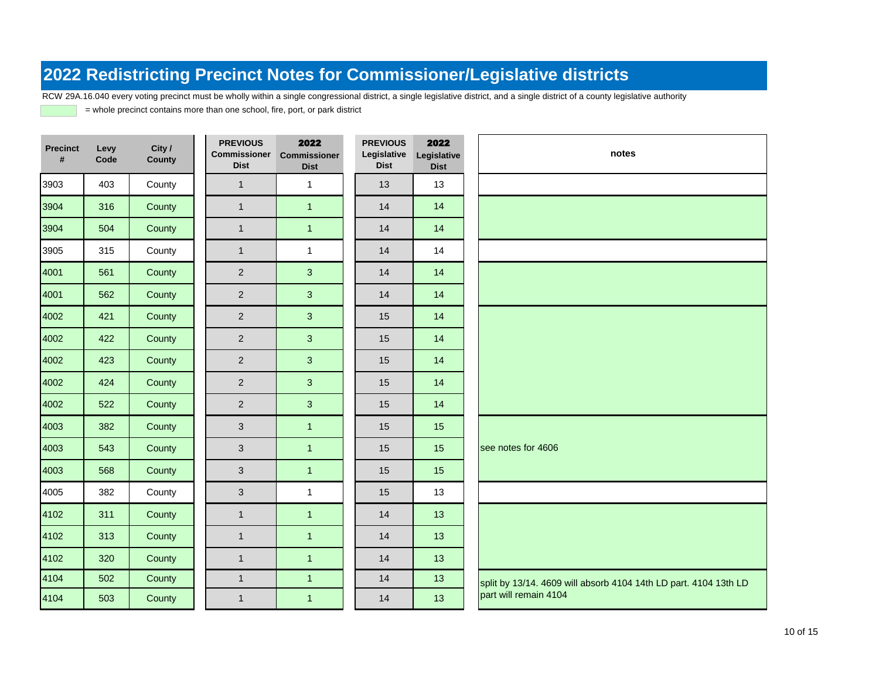# 2022 Redistricting Precinct Notes for Commissioner/Legislative districts

RCW 29A.16.040 every voting precinct must be wholly within a single congressional district, a single legislative district, and a single district of a county legislative authority

= whole precinct contains more than one school, fire, port, or park district

| Precinct # | Levy Code | City / County | PREVIOUS Commissioner Dist | 2022 Commissioner Dist | PREVIOUS Legislative Dist | 2022 Legislative Dist | notes |
|---|---|---|---|---|---|---|---|
| 3903 | 403 | County | 1 | 1 | 13 | 13 | |
| 3904 | 316 | County | 1 | 1 | 14 | 14 | |
| 3904 | 504 | County | 1 | 1 | 14 | 14 | |
| 3905 | 315 | County | 1 | 1 | 14 | 14 | |
| 4001 | 561 | County | 2 | 3 | 14 | 14 | |
| 4001 | 562 | County | 2 | 3 | 14 | 14 | |
| 4002 | 421 | County | 2 | 3 | 15 | 14 | |
| 4002 | 422 | County | 2 | 3 | 15 | 14 | |
| 4002 | 423 | County | 2 | 3 | 15 | 14 | |
| 4002 | 424 | County | 2 | 3 | 15 | 14 | |
| 4002 | 522 | County | 2 | 3 | 15 | 14 | |
| 4003 | 382 | County | 3 | 1 | 15 | 15 | see notes for 4606 |
| 4003 | 543 | County | 3 | 1 | 15 | 15 | |
| 4003 | 568 | County | 3 | 1 | 15 | 15 | |
| 4005 | 382 | County | 3 | 1 | 15 | 13 | |
| 4102 | 311 | County | 1 | 1 | 14 | 13 | |
| 4102 | 313 | County | 1 | 1 | 14 | 13 | |
| 4102 | 320 | County | 1 | 1 | 14 | 13 | |
| 4104 | 502 | County | 1 | 1 | 14 | 13 | split by 13/14. 4609 will absorb 4104 14th LD part. 4104 13th LD part will remain 4104 |
| 4104 | 503 | County | 1 | 1 | 14 | 13 | |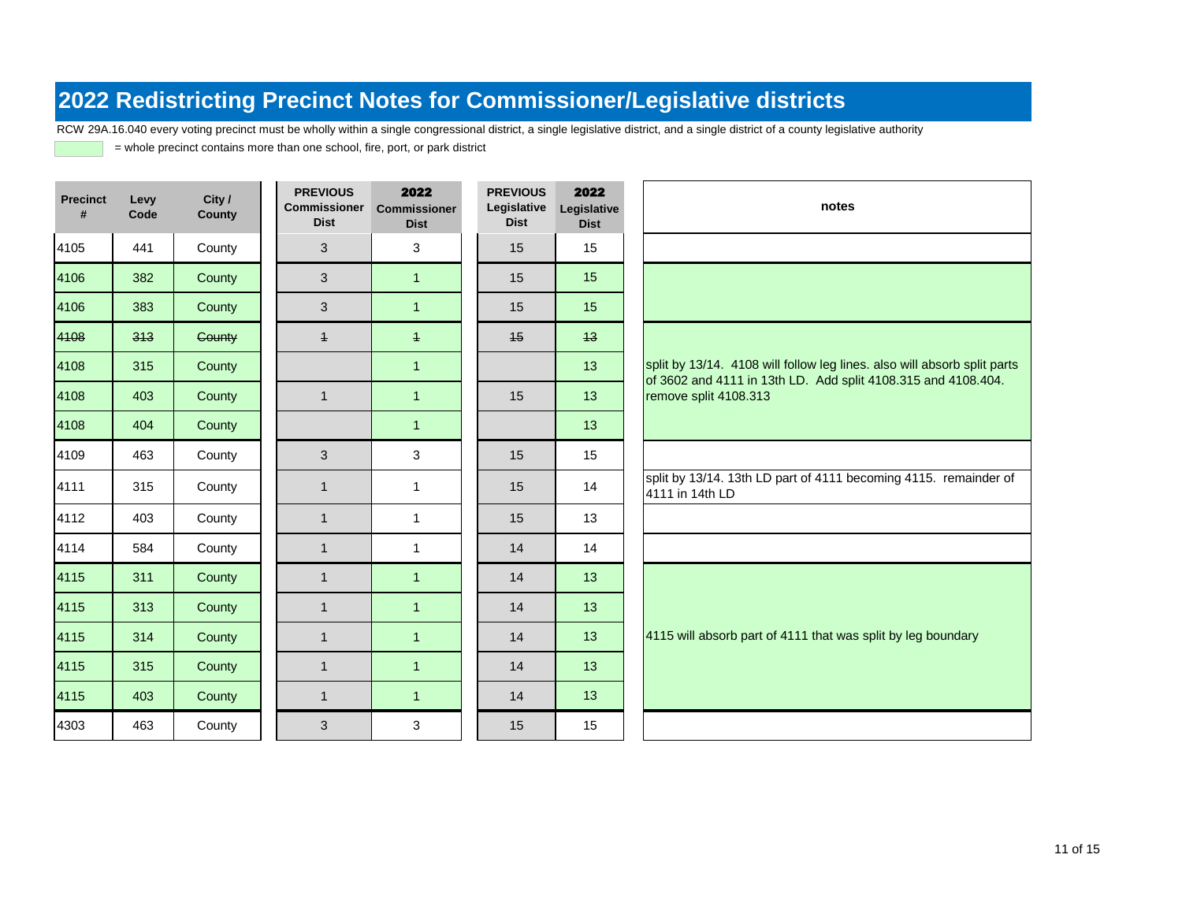# 2022 Redistricting Precinct Notes for Commissioner/Legislative districts

RCW 29A.16.040 every voting precinct must be wholly within a single congressional district, a single legislative district, and a single district of a county legislative authority

(green shading) = whole precinct contains more than one school, fire, port, or park district

| Precinct # | Levy Code | City / County | PREVIOUS Commissioner Dist | 2022 Commissioner Dist | PREVIOUS Legislative Dist | 2022 Legislative Dist | notes |
|---|---|---|---|---|---|---|---|
| 4105 | 441 | County | 3 | 3 | 15 | 15 | |
| 4106 | 382 | County | 3 | 1 | 15 | 15 | |
| 4106 | 383 | County | 3 | 1 | 15 | 15 | |
| ~~4108~~ | ~~313~~ | ~~County~~ | ~~1~~ | ~~1~~ | ~~15~~ | ~~13~~ | split by 13/14. 4108 will follow leg lines. also will absorb split parts of 3602 and 4111 in 13th LD. Add split 4108.315 and 4108.404. remove split 4108.313 |
| 4108 | 315 | County | | 1 | | 13 | |
| 4108 | 403 | County | 1 | 1 | 15 | 13 | |
| 4108 | 404 | County | | 1 | | 13 | |
| 4109 | 463 | County | 3 | 3 | 15 | 15 | |
| 4111 | 315 | County | 1 | 1 | 15 | 14 | split by 13/14. 13th LD part of 4111 becoming 4115. remainder of 4111 in 14th LD |
| 4112 | 403 | County | 1 | 1 | 15 | 13 | |
| 4114 | 584 | County | 1 | 1 | 14 | 14 | |
| 4115 | 311 | County | 1 | 1 | 14 | 13 | 4115 will absorb part of 4111 that was split by leg boundary |
| 4115 | 313 | County | 1 | 1 | 14 | 13 | |
| 4115 | 314 | County | 1 | 1 | 14 | 13 | |
| 4115 | 315 | County | 1 | 1 | 14 | 13 | |
| 4115 | 403 | County | 1 | 1 | 14 | 13 | |
| 4303 | 463 | County | 3 | 3 | 15 | 15 | |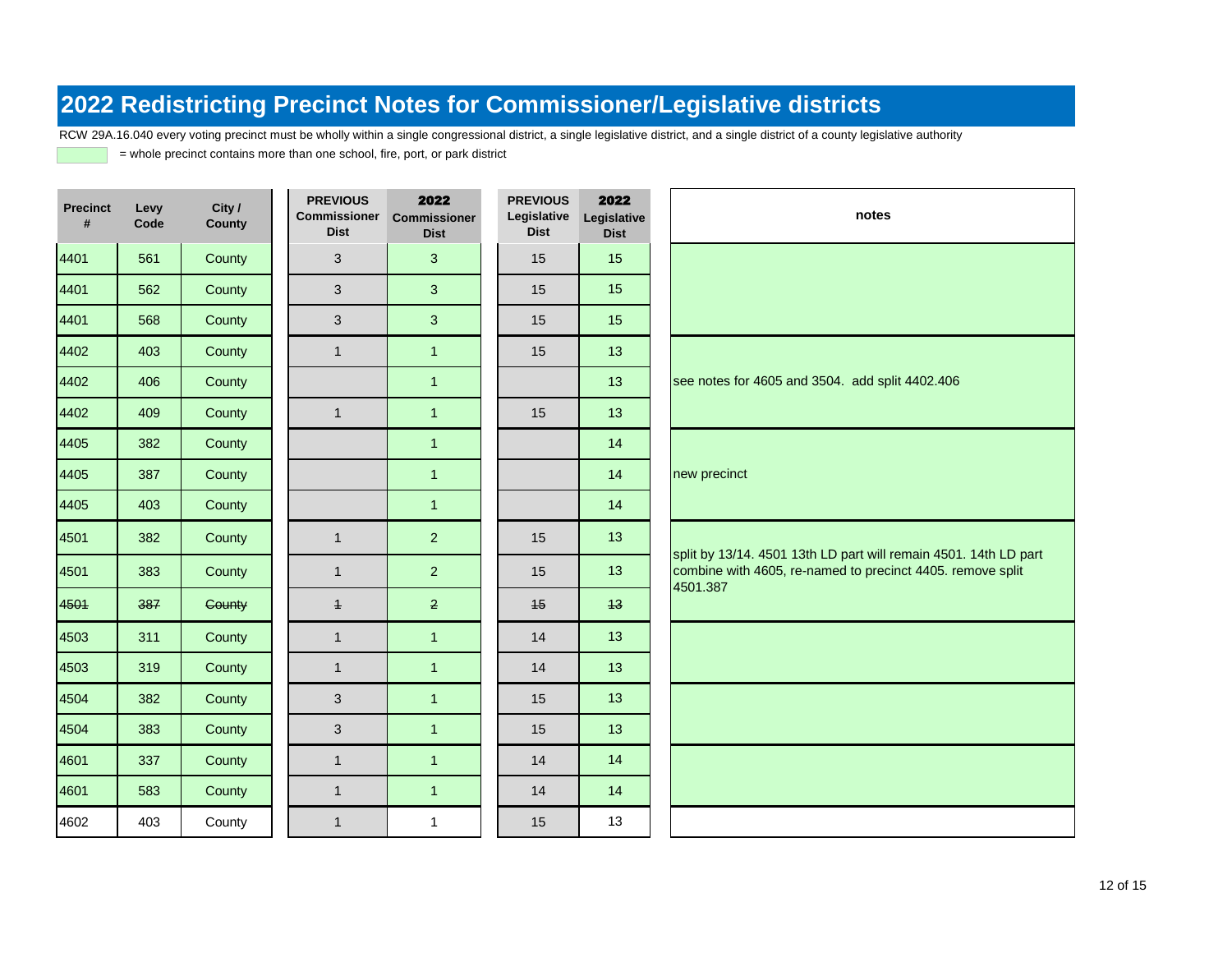# 2022 Redistricting Precinct Notes for Commissioner/Legislative districts

RCW 29A.16.040 every voting precinct must be wholly within a single congressional district, a single legislative district, and a single district of a county legislative authority

= whole precinct contains more than one school, fire, port, or park district

| Precinct # | Levy Code | City / County | PREVIOUS Commissioner Dist | 2022 Commissioner Dist | PREVIOUS Legislative Dist | 2022 Legislative Dist | notes |
|---|---|---|---|---|---|---|---|
| 4401 | 561 | County | 3 | 3 | 15 | 15 | |
| 4401 | 562 | County | 3 | 3 | 15 | 15 | |
| 4401 | 568 | County | 3 | 3 | 15 | 15 | |
| 4402 | 403 | County | 1 | 1 | 15 | 13 | |
| 4402 | 406 | County | | 1 | | 13 | see notes for 4605 and 3504. add split 4402.406 |
| 4402 | 409 | County | 1 | 1 | 15 | 13 | |
| 4405 | 382 | County | | 1 | | 14 | |
| 4405 | 387 | County | | 1 | | 14 | new precinct |
| 4405 | 403 | County | | 1 | | 14 | |
| 4501 | 382 | County | 1 | 2 | 15 | 13 | split by 13/14. 4501 13th LD part will remain 4501. 14th LD part combine with 4605, re-named to precinct 4405. remove split 4501.387 |
| 4501 | 383 | County | 1 | 2 | 15 | 13 | |
| ~~4501~~ | ~~387~~ | ~~County~~ | ~~1~~ | ~~2~~ | ~~15~~ | ~~13~~ | |
| 4503 | 311 | County | 1 | 1 | 14 | 13 | |
| 4503 | 319 | County | 1 | 1 | 14 | 13 | |
| 4504 | 382 | County | 3 | 1 | 15 | 13 | |
| 4504 | 383 | County | 3 | 1 | 15 | 13 | |
| 4601 | 337 | County | 1 | 1 | 14 | 14 | |
| 4601 | 583 | County | 1 | 1 | 14 | 14 | |
| 4602 | 403 | County | 1 | 1 | 15 | 13 | |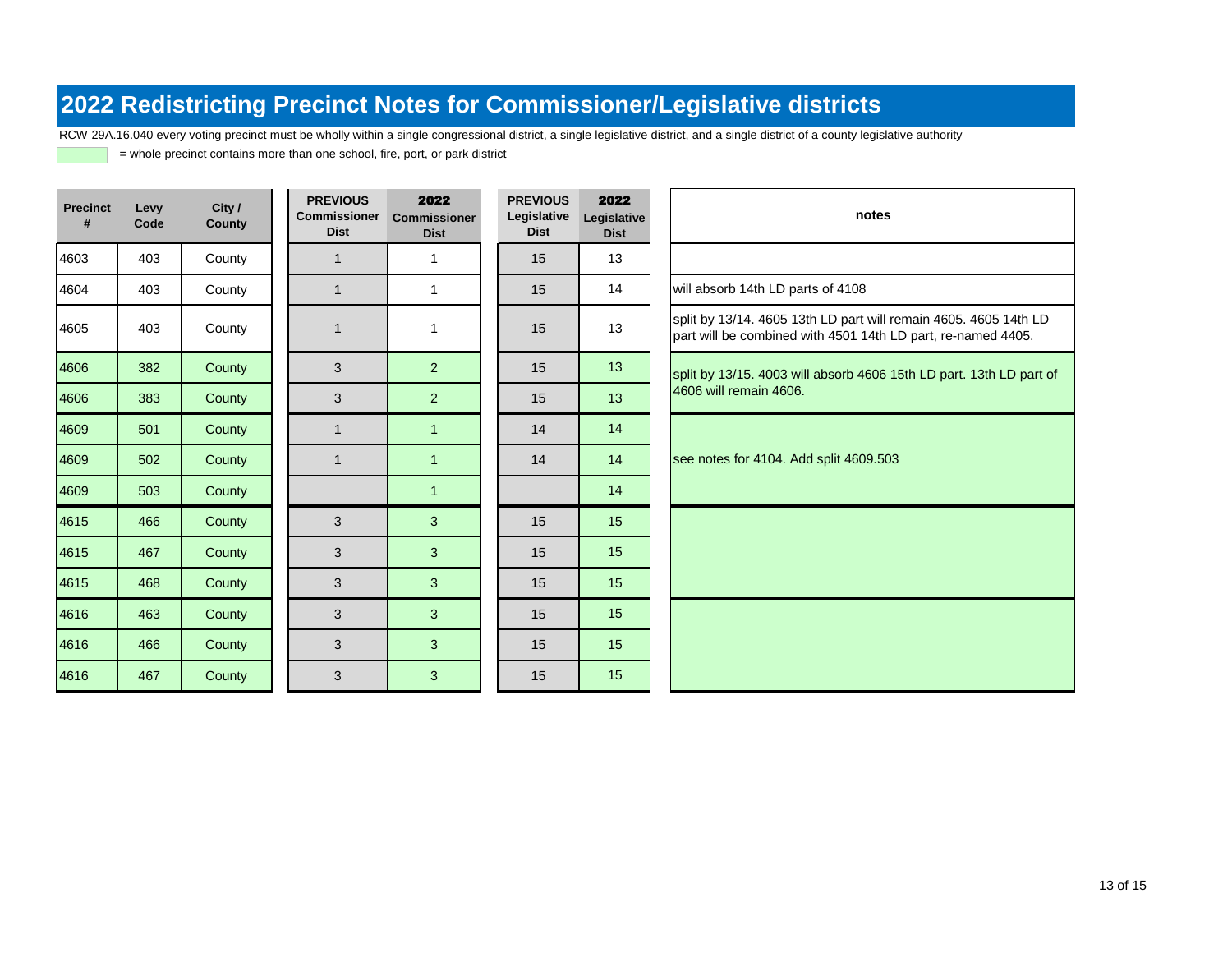# 2022 Redistricting Precinct Notes for Commissioner/Legislative districts

RCW 29A.16.040 every voting precinct must be wholly within a single congressional district, a single legislative district, and a single district of a county legislative authority

(green) = whole precinct contains more than one school, fire, port, or park district

| Precinct # | Levy Code | City / County | PREVIOUS Commissioner Dist | 2022 Commissioner Dist | PREVIOUS Legislative Dist | 2022 Legislative Dist | notes |
|---|---|---|---|---|---|---|---|
| 4603 | 403 | County | 1 | 1 | 15 | 13 | |
| 4604 | 403 | County | 1 | 1 | 15 | 14 | will absorb 14th LD parts of 4108 |
| 4605 | 403 | County | 1 | 1 | 15 | 13 | split by 13/14. 4605 13th LD part will remain 4605. 4605 14th LD part will be combined with 4501 14th LD part, re-named 4405. |
| 4606 | 382 | County | 3 | 2 | 15 | 13 | split by 13/15. 4003 will absorb 4606 15th LD part. 13th LD part of 4606 will remain 4606. |
| 4606 | 383 | County | 3 | 2 | 15 | 13 | |
| 4609 | 501 | County | 1 | 1 | 14 | 14 | see notes for 4104. Add split 4609.503 |
| 4609 | 502 | County | 1 | 1 | 14 | 14 | |
| 4609 | 503 | County | | 1 | | 14 | |
| 4615 | 466 | County | 3 | 3 | 15 | 15 | |
| 4615 | 467 | County | 3 | 3 | 15 | 15 | |
| 4615 | 468 | County | 3 | 3 | 15 | 15 | |
| 4616 | 463 | County | 3 | 3 | 15 | 15 | |
| 4616 | 466 | County | 3 | 3 | 15 | 15 | |
| 4616 | 467 | County | 3 | 3 | 15 | 15 | |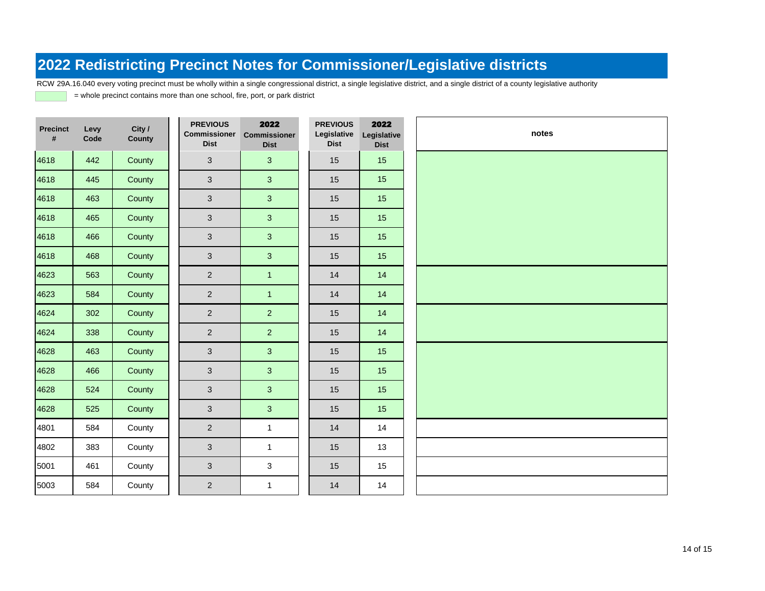# 2022 Redistricting Precinct Notes for Commissioner/Legislative districts

RCW 29A.16.040 every voting precinct must be wholly within a single congressional district, a single legislative district, and a single district of a county legislative authority

= whole precinct contains more than one school, fire, port, or park district

| Precinct # | Levy Code | City / County | PREVIOUS Commissioner Dist | 2022 Commissioner Dist | PREVIOUS Legislative Dist | 2022 Legislative Dist | notes |
|---|---|---|---|---|---|---|---|
| 4618 | 442 | County | 3 | 3 | 15 | 15 | |
| 4618 | 445 | County | 3 | 3 | 15 | 15 | |
| 4618 | 463 | County | 3 | 3 | 15 | 15 | |
| 4618 | 465 | County | 3 | 3 | 15 | 15 | |
| 4618 | 466 | County | 3 | 3 | 15 | 15 | |
| 4618 | 468 | County | 3 | 3 | 15 | 15 | |
| 4623 | 563 | County | 2 | 1 | 14 | 14 | |
| 4623 | 584 | County | 2 | 1 | 14 | 14 | |
| 4624 | 302 | County | 2 | 2 | 15 | 14 | |
| 4624 | 338 | County | 2 | 2 | 15 | 14 | |
| 4628 | 463 | County | 3 | 3 | 15 | 15 | |
| 4628 | 466 | County | 3 | 3 | 15 | 15 | |
| 4628 | 524 | County | 3 | 3 | 15 | 15 | |
| 4628 | 525 | County | 3 | 3 | 15 | 15 | |
| 4801 | 584 | County | 2 | 1 | 14 | 14 | |
| 4802 | 383 | County | 3 | 1 | 15 | 13 | |
| 5001 | 461 | County | 3 | 3 | 15 | 15 | |
| 5003 | 584 | County | 2 | 1 | 14 | 14 | |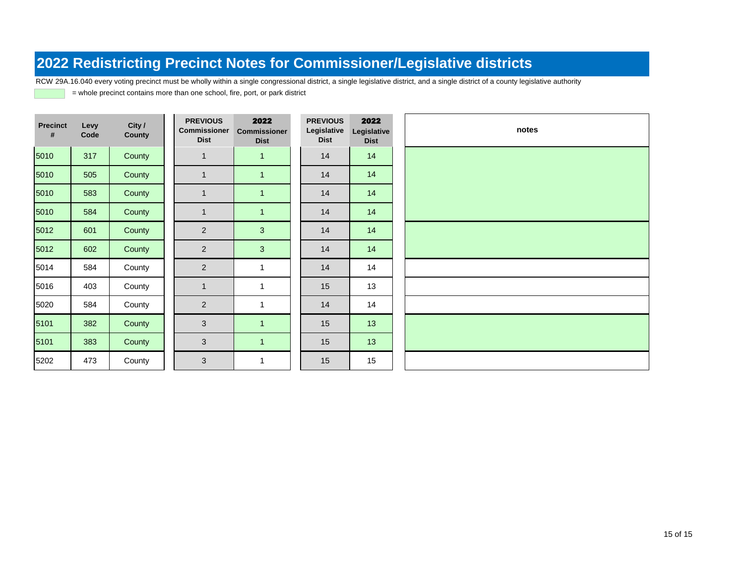# 2022 Redistricting Precinct Notes for Commissioner/Legislative districts

RCW 29A.16.040 every voting precinct must be wholly within a single congressional district, a single legislative district, and a single district of a county legislative authority

= whole precinct contains more than one school, fire, port, or park district

| Precinct # | Levy Code | City / County | PREVIOUS Commissioner Dist | 2022 Commissioner Dist | PREVIOUS Legislative Dist | 2022 Legislative Dist | notes |
|---|---|---|---|---|---|---|---|
| 5010 | 317 | County | 1 | 1 | 14 | 14 | |
| 5010 | 505 | County | 1 | 1 | 14 | 14 | |
| 5010 | 583 | County | 1 | 1 | 14 | 14 | |
| 5010 | 584 | County | 1 | 1 | 14 | 14 | |
| 5012 | 601 | County | 2 | 3 | 14 | 14 | |
| 5012 | 602 | County | 2 | 3 | 14 | 14 | |
| 5014 | 584 | County | 2 | 1 | 14 | 14 | |
| 5016 | 403 | County | 1 | 1 | 15 | 13 | |
| 5020 | 584 | County | 2 | 1 | 14 | 14 | |
| 5101 | 382 | County | 3 | 1 | 15 | 13 | |
| 5101 | 383 | County | 3 | 1 | 15 | 13 | |
| 5202 | 473 | County | 3 | 1 | 15 | 15 | |